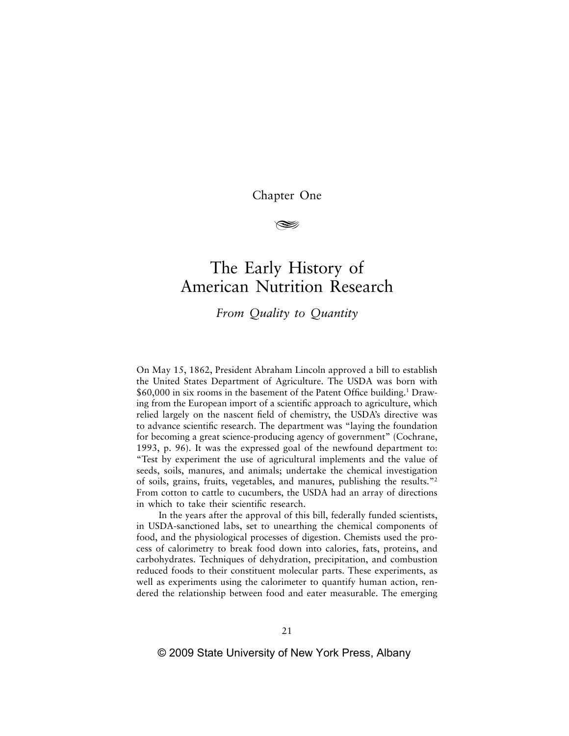Chapter One

# The Early History of American Nutrition Research

## *From Quality to Quantity*

On May 15, 1862, President Abraham Lincoln approved a bill to establish the United States Department of Agriculture. The USDA was born with $60,000 in six rooms in the basement of the Patent Office building.[1] Drawing from the European import of a scientific approach to agriculture, which relied largely on the nascent field of chemistry, the USDA's directive was to advance scientific research. The department was "laying the foundation for becoming a great science-producing agency of government" (Cochrane, 1993, p. 96). It was the expressed goal of the newfound department to: "Test by experiment the use of agricultural implements and the value of seeds, soils, manures, and animals; undertake the chemical investigation of soils, grains, fruits, vegetables, and manures, publishing the results."[2] From cotton to cattle to cucumbers, the USDA had an array of directions in which to take their scientific research.

In the years after the approval of this bill, federally funded scientists, in USDA-sanctioned labs, set to unearthing the chemical components of food, and the physiological processes of digestion. Chemists used the process of calorimetry to break food down into calories, fats, proteins, and carbohydrates. Techniques of dehydration, precipitation, and combustion reduced foods to their constituent molecular parts. These experiments, as well as experiments using the calorimeter to quantify human action, rendered the relationship between food and eater measurable. The emerging

© 2009 State University of New York Press, Albany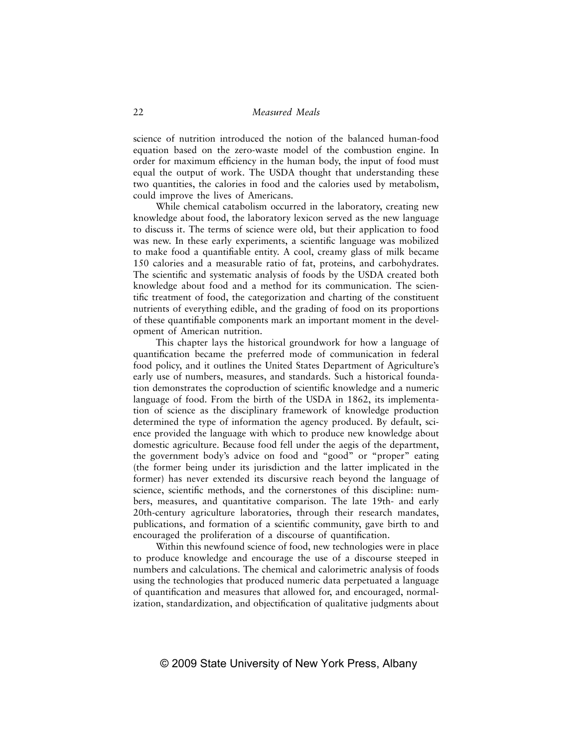science of nutrition introduced the notion of the balanced human-food equation based on the zero-waste model of the combustion engine. In order for maximum efficiency in the human body, the input of food must equal the output of work. The USDA thought that understanding these two quantities, the calories in food and the calories used by metabolism, could improve the lives of Americans.

While chemical catabolism occurred in the laboratory, creating new knowledge about food, the laboratory lexicon served as the new language to discuss it. The terms of science were old, but their application to food was new. In these early experiments, a scientific language was mobilized to make food a quantifiable entity. A cool, creamy glass of milk became 150 calories and a measurable ratio of fat, proteins, and carbohydrates. The scientific and systematic analysis of foods by the USDA created both knowledge about food and a method for its communication. The scientific treatment of food, the categorization and charting of the constituent nutrients of everything edible, and the grading of food on its proportions of these quantifiable components mark an important moment in the development of American nutrition.

This chapter lays the historical groundwork for how a language of quantification became the preferred mode of communication in federal food policy, and it outlines the United States Department of Agriculture's early use of numbers, measures, and standards. Such a historical foundation demonstrates the coproduction of scientific knowledge and a numeric language of food. From the birth of the USDA in 1862, its implementation of science as the disciplinary framework of knowledge production determined the type of information the agency produced. By default, science provided the language with which to produce new knowledge about domestic agriculture. Because food fell under the aegis of the department, the government body's advice on food and "good" or "proper" eating (the former being under its jurisdiction and the latter implicated in the former) has never extended its discursive reach beyond the language of science, scientific methods, and the cornerstones of this discipline: numbers, measures, and quantitative comparison. The late 19th- and early 20th-century agriculture laboratories, through their research mandates, publications, and formation of a scientific community, gave birth to and encouraged the proliferation of a discourse of quantification.

Within this newfound science of food, new technologies were in place to produce knowledge and encourage the use of a discourse steeped in numbers and calculations. The chemical and calorimetric analysis of foods using the technologies that produced numeric data perpetuated a language of quantification and measures that allowed for, and encouraged, normalization, standardization, and objectification of qualitative judgments about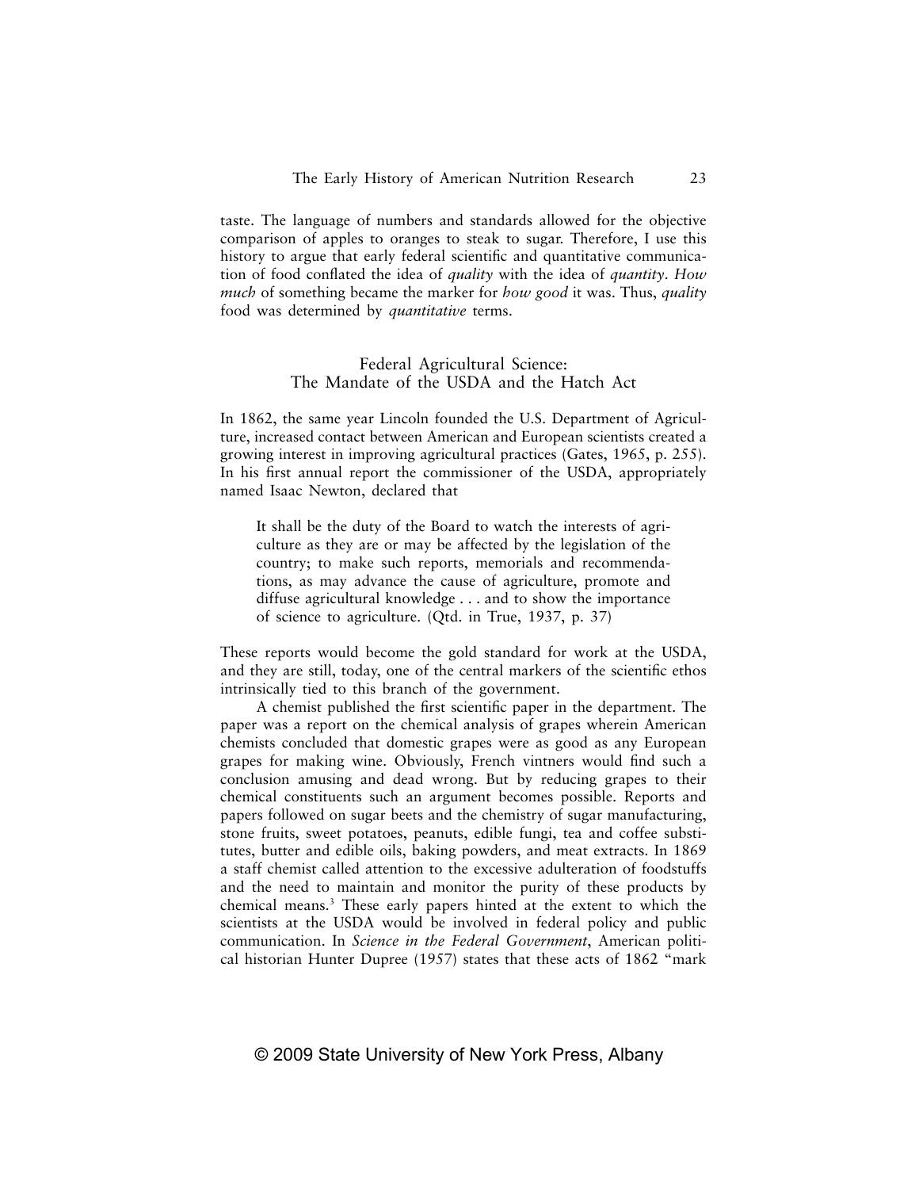taste. The language of numbers and standards allowed for the objective comparison of apples to oranges to steak to sugar. Therefore, I use this history to argue that early federal scientific and quantitative communication of food conflated the idea of *quality* with the idea of *quantity*. *How much* of something became the marker for *how good* it was. Thus, *quality* food was determined by *quantitative* terms.

## Federal Agricultural Science: The Mandate of the USDA and the Hatch Act

In 1862, the same year Lincoln founded the U.S. Department of Agriculture, increased contact between American and European scientists created a growing interest in improving agricultural practices (Gates, 1965, p. 255). In his first annual report the commissioner of the USDA, appropriately named Isaac Newton, declared that

> It shall be the duty of the Board to watch the interests of agriculture as they are or may be affected by the legislation of the country; to make such reports, memorials and recommendations, as may advance the cause of agriculture, promote and diffuse agricultural knowledge . . . and to show the importance of science to agriculture. (Qtd. in True, 1937, p. 37)

These reports would become the gold standard for work at the USDA, and they are still, today, one of the central markers of the scientific ethos intrinsically tied to this branch of the government.

A chemist published the first scientific paper in the department. The paper was a report on the chemical analysis of grapes wherein American chemists concluded that domestic grapes were as good as any European grapes for making wine. Obviously, French vintners would find such a conclusion amusing and dead wrong. But by reducing grapes to their chemical constituents such an argument becomes possible. Reports and papers followed on sugar beets and the chemistry of sugar manufacturing, stone fruits, sweet potatoes, peanuts, edible fungi, tea and coffee substitutes, butter and edible oils, baking powders, and meat extracts. In 1869 a staff chemist called attention to the excessive adulteration of foodstuffs and the need to maintain and monitor the purity of these products by chemical means.[3] These early papers hinted at the extent to which the scientists at the USDA would be involved in federal policy and public communication. In *Science in the Federal Government*, American political historian Hunter Dupree (1957) states that these acts of 1862 "mark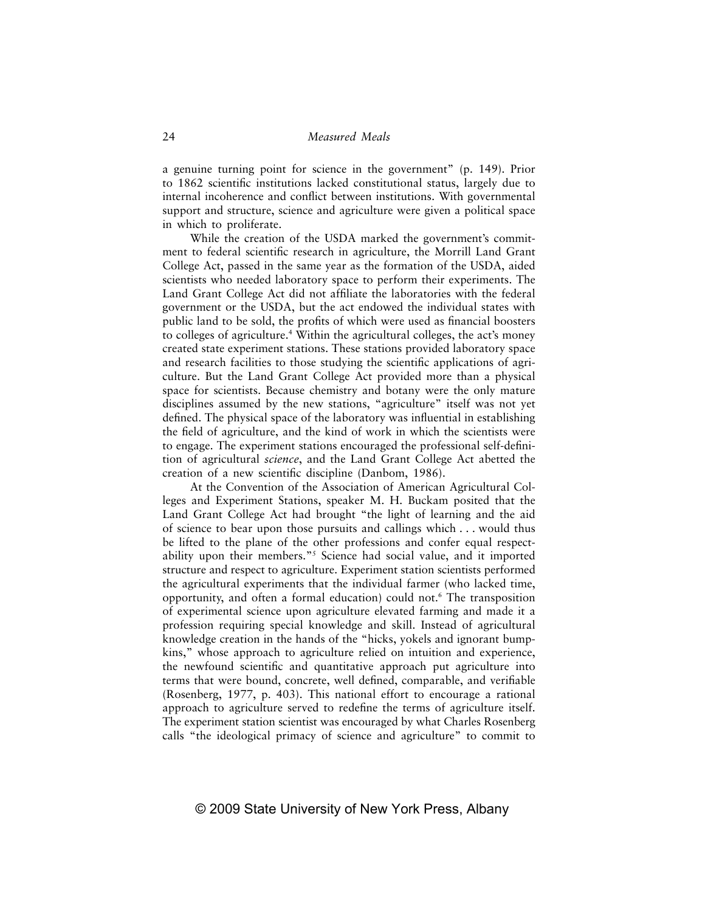a genuine turning point for science in the government" (p. 149). Prior to 1862 scientific institutions lacked constitutional status, largely due to internal incoherence and conflict between institutions. With governmental support and structure, science and agriculture were given a political space in which to proliferate.

While the creation of the USDA marked the government's commitment to federal scientific research in agriculture, the Morrill Land Grant College Act, passed in the same year as the formation of the USDA, aided scientists who needed laboratory space to perform their experiments. The Land Grant College Act did not affiliate the laboratories with the federal government or the USDA, but the act endowed the individual states with public land to be sold, the profits of which were used as financial boosters to colleges of agriculture.[4] Within the agricultural colleges, the act's money created state experiment stations. These stations provided laboratory space and research facilities to those studying the scientific applications of agriculture. But the Land Grant College Act provided more than a physical space for scientists. Because chemistry and botany were the only mature disciplines assumed by the new stations, "agriculture" itself was not yet defined. The physical space of the laboratory was influential in establishing the field of agriculture, and the kind of work in which the scientists were to engage. The experiment stations encouraged the professional self-definition of agricultural *science*, and the Land Grant College Act abetted the creation of a new scientific discipline (Danbom, 1986).

At the Convention of the Association of American Agricultural Colleges and Experiment Stations, speaker M. H. Buckam posited that the Land Grant College Act had brought "the light of learning and the aid of science to bear upon those pursuits and callings which . . . would thus be lifted to the plane of the other professions and confer equal respectability upon their members."[5] Science had social value, and it imported structure and respect to agriculture. Experiment station scientists performed the agricultural experiments that the individual farmer (who lacked time, opportunity, and often a formal education) could not.[6] The transposition of experimental science upon agriculture elevated farming and made it a profession requiring special knowledge and skill. Instead of agricultural knowledge creation in the hands of the "hicks, yokels and ignorant bumpkins," whose approach to agriculture relied on intuition and experience, the newfound scientific and quantitative approach put agriculture into terms that were bound, concrete, well defined, comparable, and verifiable (Rosenberg, 1977, p. 403). This national effort to encourage a rational approach to agriculture served to redefine the terms of agriculture itself. The experiment station scientist was encouraged by what Charles Rosenberg calls "the ideological primacy of science and agriculture" to commit to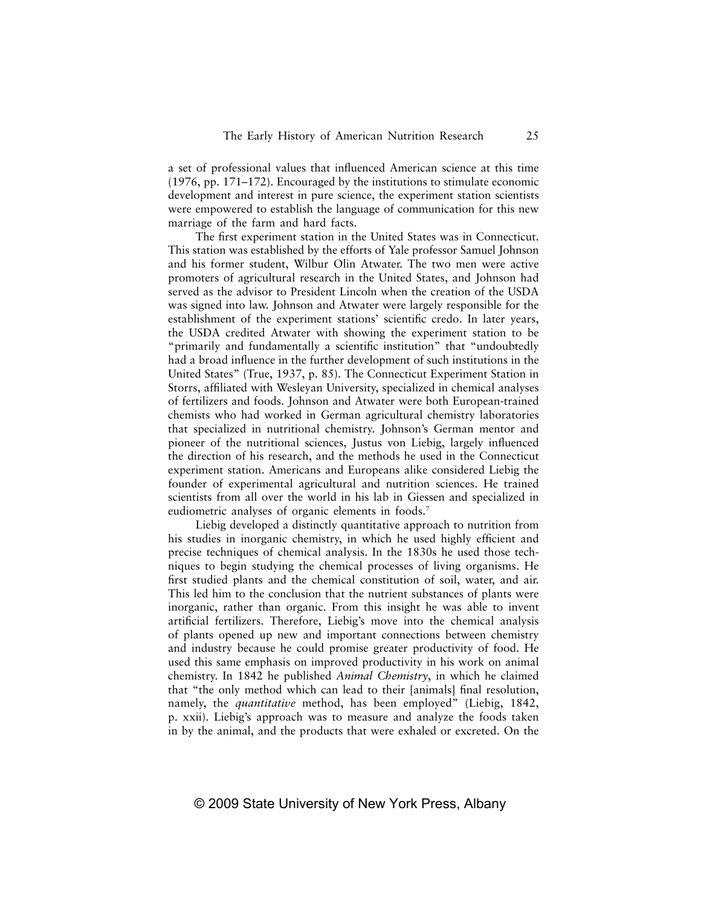a set of professional values that influenced American science at this time (1976, pp. 171–172). Encouraged by the institutions to stimulate economic development and interest in pure science, the experiment station scientists were empowered to establish the language of communication for this new marriage of the farm and hard facts.

The first experiment station in the United States was in Connecticut. This station was established by the efforts of Yale professor Samuel Johnson and his former student, Wilbur Olin Atwater. The two men were active promoters of agricultural research in the United States, and Johnson had served as the advisor to President Lincoln when the creation of the USDA was signed into law. Johnson and Atwater were largely responsible for the establishment of the experiment stations' scientific credo. In later years, the USDA credited Atwater with showing the experiment station to be "primarily and fundamentally a scientific institution" that "undoubtedly had a broad influence in the further development of such institutions in the United States" (True, 1937, p. 85). The Connecticut Experiment Station in Storrs, affiliated with Wesleyan University, specialized in chemical analyses of fertilizers and foods. Johnson and Atwater were both European-trained chemists who had worked in German agricultural chemistry laboratories that specialized in nutritional chemistry. Johnson's German mentor and pioneer of the nutritional sciences, Justus von Liebig, largely influenced the direction of his research, and the methods he used in the Connecticut experiment station. Americans and Europeans alike considered Liebig the founder of experimental agricultural and nutrition sciences. He trained scientists from all over the world in his lab in Giessen and specialized in eudiometric analyses of organic elements in foods.[7]

Liebig developed a distinctly quantitative approach to nutrition from his studies in inorganic chemistry, in which he used highly efficient and precise techniques of chemical analysis. In the 1830s he used those techniques to begin studying the chemical processes of living organisms. He first studied plants and the chemical constitution of soil, water, and air. This led him to the conclusion that the nutrient substances of plants were inorganic, rather than organic. From this insight he was able to invent artificial fertilizers. Therefore, Liebig's move into the chemical analysis of plants opened up new and important connections between chemistry and industry because he could promise greater productivity of food. He used this same emphasis on improved productivity in his work on animal chemistry. In 1842 he published *Animal Chemistry*, in which he claimed that "the only method which can lead to their [animals] final resolution, namely, the *quantitative* method, has been employed" (Liebig, 1842, p. xxii). Liebig's approach was to measure and analyze the foods taken in by the animal, and the products that were exhaled or excreted. On the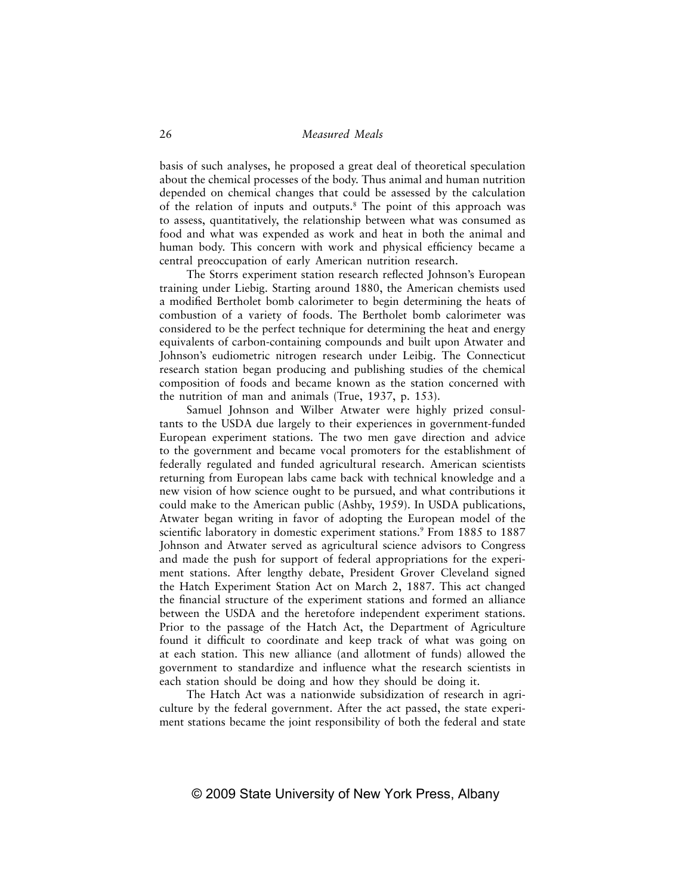basis of such analyses, he proposed a great deal of theoretical speculation about the chemical processes of the body. Thus animal and human nutrition depended on chemical changes that could be assessed by the calculation of the relation of inputs and outputs.[8] The point of this approach was to assess, quantitatively, the relationship between what was consumed as food and what was expended as work and heat in both the animal and human body. This concern with work and physical efficiency became a central preoccupation of early American nutrition research.

The Storrs experiment station research reflected Johnson's European training under Liebig. Starting around 1880, the American chemists used a modified Bertholet bomb calorimeter to begin determining the heats of combustion of a variety of foods. The Bertholet bomb calorimeter was considered to be the perfect technique for determining the heat and energy equivalents of carbon-containing compounds and built upon Atwater and Johnson's eudiometric nitrogen research under Leibig. The Connecticut research station began producing and publishing studies of the chemical composition of foods and became known as the station concerned with the nutrition of man and animals (True, 1937, p. 153).

Samuel Johnson and Wilber Atwater were highly prized consultants to the USDA due largely to their experiences in government-funded European experiment stations. The two men gave direction and advice to the government and became vocal promoters for the establishment of federally regulated and funded agricultural research. American scientists returning from European labs came back with technical knowledge and a new vision of how science ought to be pursued, and what contributions it could make to the American public (Ashby, 1959). In USDA publications, Atwater began writing in favor of adopting the European model of the scientific laboratory in domestic experiment stations.[9] From 1885 to 1887 Johnson and Atwater served as agricultural science advisors to Congress and made the push for support of federal appropriations for the experiment stations. After lengthy debate, President Grover Cleveland signed the Hatch Experiment Station Act on March 2, 1887. This act changed the financial structure of the experiment stations and formed an alliance between the USDA and the heretofore independent experiment stations. Prior to the passage of the Hatch Act, the Department of Agriculture found it difficult to coordinate and keep track of what was going on at each station. This new alliance (and allotment of funds) allowed the government to standardize and influence what the research scientists in each station should be doing and how they should be doing it.

The Hatch Act was a nationwide subsidization of research in agriculture by the federal government. After the act passed, the state experiment stations became the joint responsibility of both the federal and state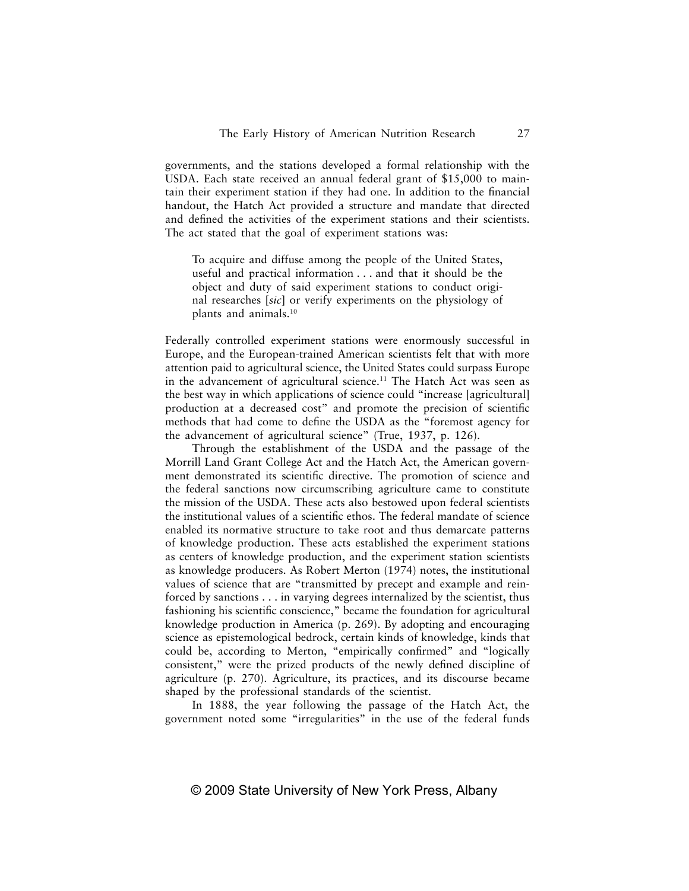governments, and the stations developed a formal relationship with the USDA. Each state received an annual federal grant of $15,000 to maintain their experiment station if they had one. In addition to the financial handout, the Hatch Act provided a structure and mandate that directed and defined the activities of the experiment stations and their scientists. The act stated that the goal of experiment stations was:

> To acquire and diffuse among the people of the United States, useful and practical information . . . and that it should be the object and duty of said experiment stations to conduct original researches [*sic*] or verify experiments on the physiology of plants and animals.[10]

Federally controlled experiment stations were enormously successful in Europe, and the European-trained American scientists felt that with more attention paid to agricultural science, the United States could surpass Europe in the advancement of agricultural science.[11] The Hatch Act was seen as the best way in which applications of science could "increase [agricultural] production at a decreased cost" and promote the precision of scientific methods that had come to define the USDA as the "foremost agency for the advancement of agricultural science" (True, 1937, p. 126).

Through the establishment of the USDA and the passage of the Morrill Land Grant College Act and the Hatch Act, the American government demonstrated its scientific directive. The promotion of science and the federal sanctions now circumscribing agriculture came to constitute the mission of the USDA. These acts also bestowed upon federal scientists the institutional values of a scientific ethos. The federal mandate of science enabled its normative structure to take root and thus demarcate patterns of knowledge production. These acts established the experiment stations as centers of knowledge production, and the experiment station scientists as knowledge producers. As Robert Merton (1974) notes, the institutional values of science that are "transmitted by precept and example and reinforced by sanctions . . . in varying degrees internalized by the scientist, thus fashioning his scientific conscience," became the foundation for agricultural knowledge production in America (p. 269). By adopting and encouraging science as epistemological bedrock, certain kinds of knowledge, kinds that could be, according to Merton, "empirically confirmed" and "logically consistent," were the prized products of the newly defined discipline of agriculture (p. 270). Agriculture, its practices, and its discourse became shaped by the professional standards of the scientist.

In 1888, the year following the passage of the Hatch Act, the government noted some "irregularities" in the use of the federal funds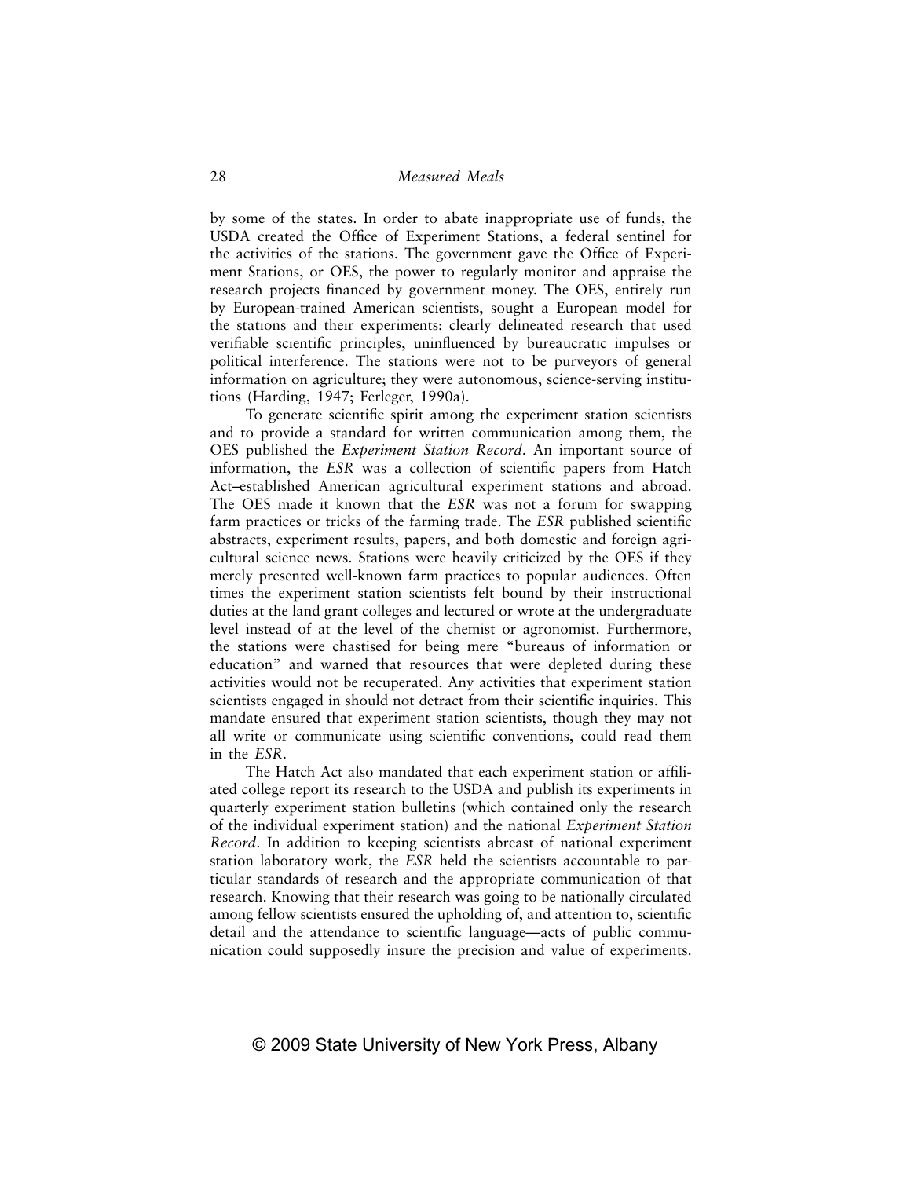by some of the states. In order to abate inappropriate use of funds, the USDA created the Office of Experiment Stations, a federal sentinel for the activities of the stations. The government gave the Office of Experiment Stations, or OES, the power to regularly monitor and appraise the research projects financed by government money. The OES, entirely run by European-trained American scientists, sought a European model for the stations and their experiments: clearly delineated research that used verifiable scientific principles, uninfluenced by bureaucratic impulses or political interference. The stations were not to be purveyors of general information on agriculture; they were autonomous, science-serving institutions (Harding, 1947; Ferleger, 1990a).

To generate scientific spirit among the experiment station scientists and to provide a standard for written communication among them, the OES published the *Experiment Station Record*. An important source of information, the *ESR* was a collection of scientific papers from Hatch Act–established American agricultural experiment stations and abroad. The OES made it known that the *ESR* was not a forum for swapping farm practices or tricks of the farming trade. The *ESR* published scientific abstracts, experiment results, papers, and both domestic and foreign agricultural science news. Stations were heavily criticized by the OES if they merely presented well-known farm practices to popular audiences. Often times the experiment station scientists felt bound by their instructional duties at the land grant colleges and lectured or wrote at the undergraduate level instead of at the level of the chemist or agronomist. Furthermore, the stations were chastised for being mere "bureaus of information or education" and warned that resources that were depleted during these activities would not be recuperated. Any activities that experiment station scientists engaged in should not detract from their scientific inquiries. This mandate ensured that experiment station scientists, though they may not all write or communicate using scientific conventions, could read them in the *ESR*.

The Hatch Act also mandated that each experiment station or affiliated college report its research to the USDA and publish its experiments in quarterly experiment station bulletins (which contained only the research of the individual experiment station) and the national *Experiment Station Record*. In addition to keeping scientists abreast of national experiment station laboratory work, the *ESR* held the scientists accountable to particular standards of research and the appropriate communication of that research. Knowing that their research was going to be nationally circulated among fellow scientists ensured the upholding of, and attention to, scientific detail and the attendance to scientific language—acts of public communication could supposedly insure the precision and value of experiments.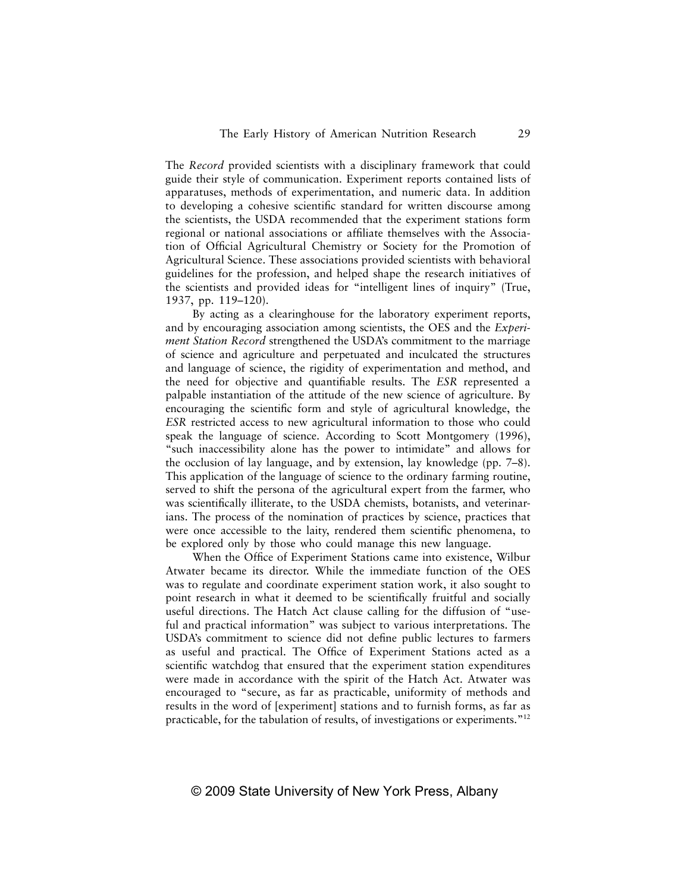The *Record* provided scientists with a disciplinary framework that could guide their style of communication. Experiment reports contained lists of apparatuses, methods of experimentation, and numeric data. In addition to developing a cohesive scientific standard for written discourse among the scientists, the USDA recommended that the experiment stations form regional or national associations or affiliate themselves with the Association of Official Agricultural Chemistry or Society for the Promotion of Agricultural Science. These associations provided scientists with behavioral guidelines for the profession, and helped shape the research initiatives of the scientists and provided ideas for "intelligent lines of inquiry" (True, 1937, pp. 119–120).

By acting as a clearinghouse for the laboratory experiment reports, and by encouraging association among scientists, the OES and the *Experiment Station Record* strengthened the USDA's commitment to the marriage of science and agriculture and perpetuated and inculcated the structures and language of science, the rigidity of experimentation and method, and the need for objective and quantifiable results. The *ESR* represented a palpable instantiation of the attitude of the new science of agriculture. By encouraging the scientific form and style of agricultural knowledge, the *ESR* restricted access to new agricultural information to those who could speak the language of science. According to Scott Montgomery (1996), "such inaccessibility alone has the power to intimidate" and allows for the occlusion of lay language, and by extension, lay knowledge (pp. 7–8). This application of the language of science to the ordinary farming routine, served to shift the persona of the agricultural expert from the farmer, who was scientifically illiterate, to the USDA chemists, botanists, and veterinarians. The process of the nomination of practices by science, practices that were once accessible to the laity, rendered them scientific phenomena, to be explored only by those who could manage this new language.

When the Office of Experiment Stations came into existence, Wilbur Atwater became its director. While the immediate function of the OES was to regulate and coordinate experiment station work, it also sought to point research in what it deemed to be scientifically fruitful and socially useful directions. The Hatch Act clause calling for the diffusion of "useful and practical information" was subject to various interpretations. The USDA's commitment to science did not define public lectures to farmers as useful and practical. The Office of Experiment Stations acted as a scientific watchdog that ensured that the experiment station expenditures were made in accordance with the spirit of the Hatch Act. Atwater was encouraged to "secure, as far as practicable, uniformity of methods and results in the word of [experiment] stations and to furnish forms, as far as practicable, for the tabulation of results, of investigations or experiments."[12]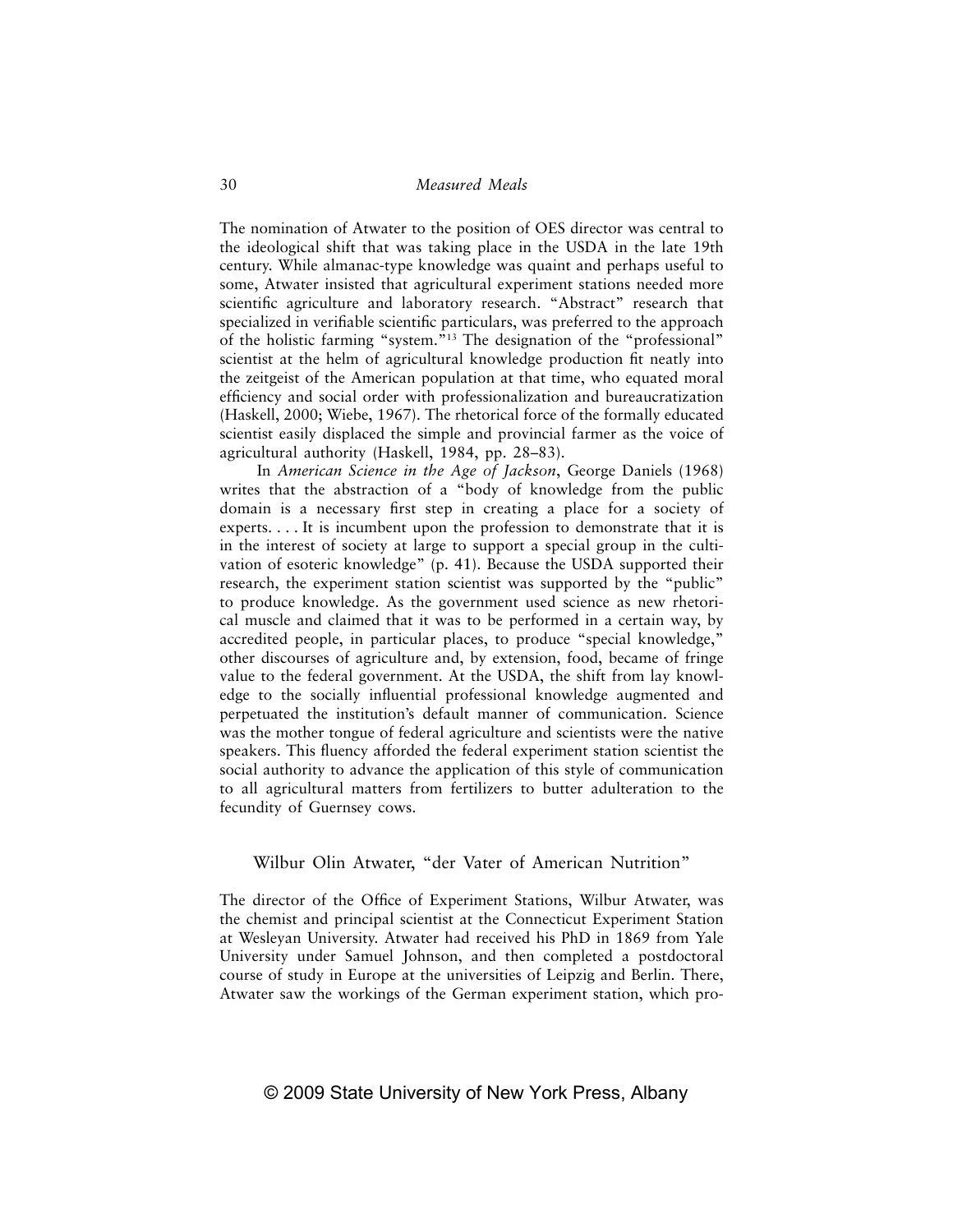The nomination of Atwater to the position of OES director was central to the ideological shift that was taking place in the USDA in the late 19th century. While almanac-type knowledge was quaint and perhaps useful to some, Atwater insisted that agricultural experiment stations needed more scientific agriculture and laboratory research. "Abstract" research that specialized in verifiable scientific particulars, was preferred to the approach of the holistic farming "system."[13] The designation of the "professional" scientist at the helm of agricultural knowledge production fit neatly into the zeitgeist of the American population at that time, who equated moral efficiency and social order with professionalization and bureaucratization (Haskell, 2000; Wiebe, 1967). The rhetorical force of the formally educated scientist easily displaced the simple and provincial farmer as the voice of agricultural authority (Haskell, 1984, pp. 28–83).

In *American Science in the Age of Jackson*, George Daniels (1968) writes that the abstraction of a "body of knowledge from the public domain is a necessary first step in creating a place for a society of experts. . . . It is incumbent upon the profession to demonstrate that it is in the interest of society at large to support a special group in the cultivation of esoteric knowledge" (p. 41). Because the USDA supported their research, the experiment station scientist was supported by the "public" to produce knowledge. As the government used science as new rhetorical muscle and claimed that it was to be performed in a certain way, by accredited people, in particular places, to produce "special knowledge," other discourses of agriculture and, by extension, food, became of fringe value to the federal government. At the USDA, the shift from lay knowledge to the socially influential professional knowledge augmented and perpetuated the institution's default manner of communication. Science was the mother tongue of federal agriculture and scientists were the native speakers. This fluency afforded the federal experiment station scientist the social authority to advance the application of this style of communication to all agricultural matters from fertilizers to butter adulteration to the fecundity of Guernsey cows.

## Wilbur Olin Atwater, "der Vater of American Nutrition"

The director of the Office of Experiment Stations, Wilbur Atwater, was the chemist and principal scientist at the Connecticut Experiment Station at Wesleyan University. Atwater had received his PhD in 1869 from Yale University under Samuel Johnson, and then completed a postdoctoral course of study in Europe at the universities of Leipzig and Berlin. There, Atwater saw the workings of the German experiment station, which pro-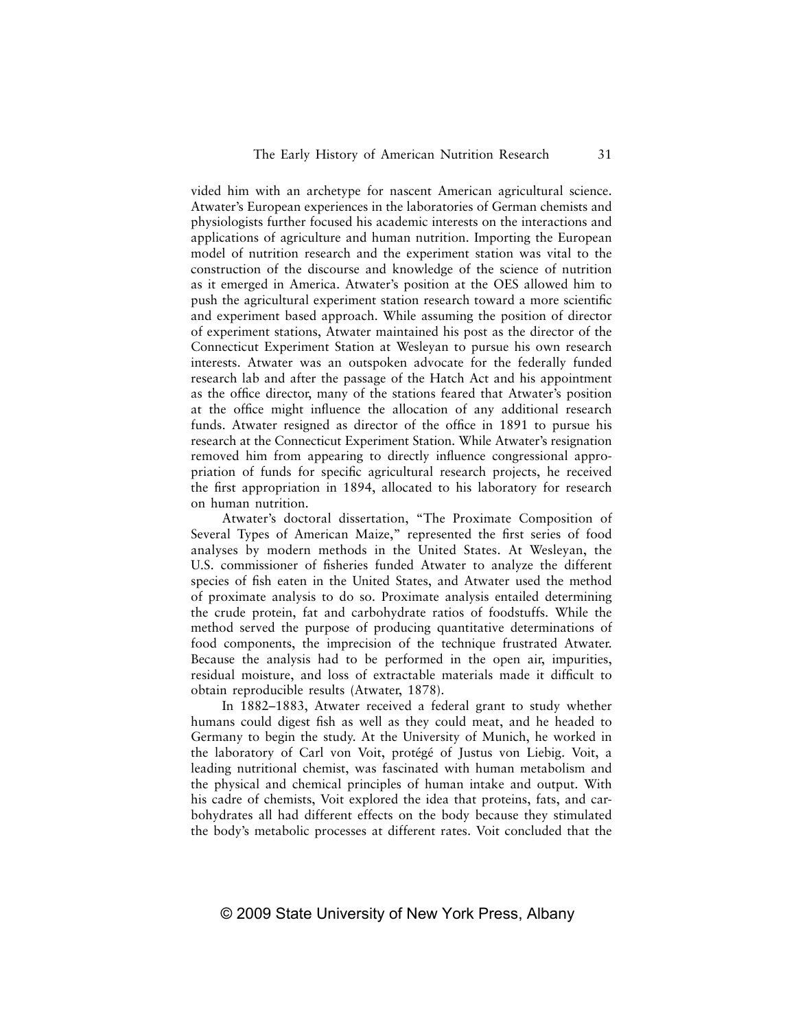vided him with an archetype for nascent American agricultural science. Atwater's European experiences in the laboratories of German chemists and physiologists further focused his academic interests on the interactions and applications of agriculture and human nutrition. Importing the European model of nutrition research and the experiment station was vital to the construction of the discourse and knowledge of the science of nutrition as it emerged in America. Atwater's position at the OES allowed him to push the agricultural experiment station research toward a more scientific and experiment based approach. While assuming the position of director of experiment stations, Atwater maintained his post as the director of the Connecticut Experiment Station at Wesleyan to pursue his own research interests. Atwater was an outspoken advocate for the federally funded research lab and after the passage of the Hatch Act and his appointment as the office director, many of the stations feared that Atwater's position at the office might influence the allocation of any additional research funds. Atwater resigned as director of the office in 1891 to pursue his research at the Connecticut Experiment Station. While Atwater's resignation removed him from appearing to directly influence congressional appropriation of funds for specific agricultural research projects, he received the first appropriation in 1894, allocated to his laboratory for research on human nutrition.

Atwater's doctoral dissertation, "The Proximate Composition of Several Types of American Maize," represented the first series of food analyses by modern methods in the United States. At Wesleyan, the U.S. commissioner of fisheries funded Atwater to analyze the different species of fish eaten in the United States, and Atwater used the method of proximate analysis to do so. Proximate analysis entailed determining the crude protein, fat and carbohydrate ratios of foodstuffs. While the method served the purpose of producing quantitative determinations of food components, the imprecision of the technique frustrated Atwater. Because the analysis had to be performed in the open air, impurities, residual moisture, and loss of extractable materials made it difficult to obtain reproducible results (Atwater, 1878).

In 1882–1883, Atwater received a federal grant to study whether humans could digest fish as well as they could meat, and he headed to Germany to begin the study. At the University of Munich, he worked in the laboratory of Carl von Voit, protégé of Justus von Liebig. Voit, a leading nutritional chemist, was fascinated with human metabolism and the physical and chemical principles of human intake and output. With his cadre of chemists, Voit explored the idea that proteins, fats, and carbohydrates all had different effects on the body because they stimulated the body's metabolic processes at different rates. Voit concluded that the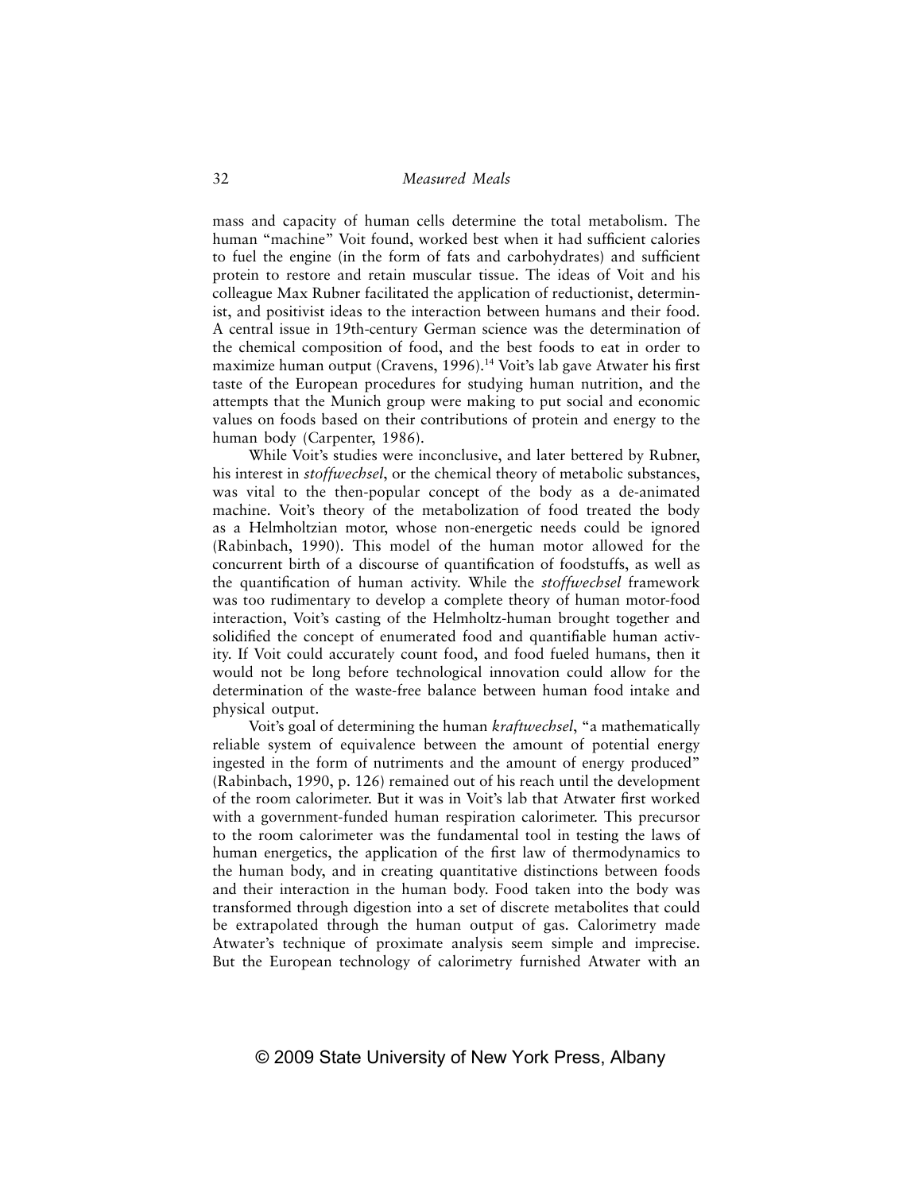mass and capacity of human cells determine the total metabolism. The human "machine" Voit found, worked best when it had sufficient calories to fuel the engine (in the form of fats and carbohydrates) and sufficient protein to restore and retain muscular tissue. The ideas of Voit and his colleague Max Rubner facilitated the application of reductionist, determinist, and positivist ideas to the interaction between humans and their food. A central issue in 19th-century German science was the determination of the chemical composition of food, and the best foods to eat in order to maximize human output (Cravens, 1996).[14] Voit's lab gave Atwater his first taste of the European procedures for studying human nutrition, and the attempts that the Munich group were making to put social and economic values on foods based on their contributions of protein and energy to the human body (Carpenter, 1986).

While Voit's studies were inconclusive, and later bettered by Rubner, his interest in *stoffwechsel*, or the chemical theory of metabolic substances, was vital to the then-popular concept of the body as a de-animated machine. Voit's theory of the metabolization of food treated the body as a Helmholtzian motor, whose non-energetic needs could be ignored (Rabinbach, 1990). This model of the human motor allowed for the concurrent birth of a discourse of quantification of foodstuffs, as well as the quantification of human activity. While the *stoffwechsel* framework was too rudimentary to develop a complete theory of human motor-food interaction, Voit's casting of the Helmholtz-human brought together and solidified the concept of enumerated food and quantifiable human activity. If Voit could accurately count food, and food fueled humans, then it would not be long before technological innovation could allow for the determination of the waste-free balance between human food intake and physical output.

Voit's goal of determining the human *kraftwechsel*, "a mathematically reliable system of equivalence between the amount of potential energy ingested in the form of nutriments and the amount of energy produced" (Rabinbach, 1990, p. 126) remained out of his reach until the development of the room calorimeter. But it was in Voit's lab that Atwater first worked with a government-funded human respiration calorimeter. This precursor to the room calorimeter was the fundamental tool in testing the laws of human energetics, the application of the first law of thermodynamics to the human body, and in creating quantitative distinctions between foods and their interaction in the human body. Food taken into the body was transformed through digestion into a set of discrete metabolites that could be extrapolated through the human output of gas. Calorimetry made Atwater's technique of proximate analysis seem simple and imprecise. But the European technology of calorimetry furnished Atwater with an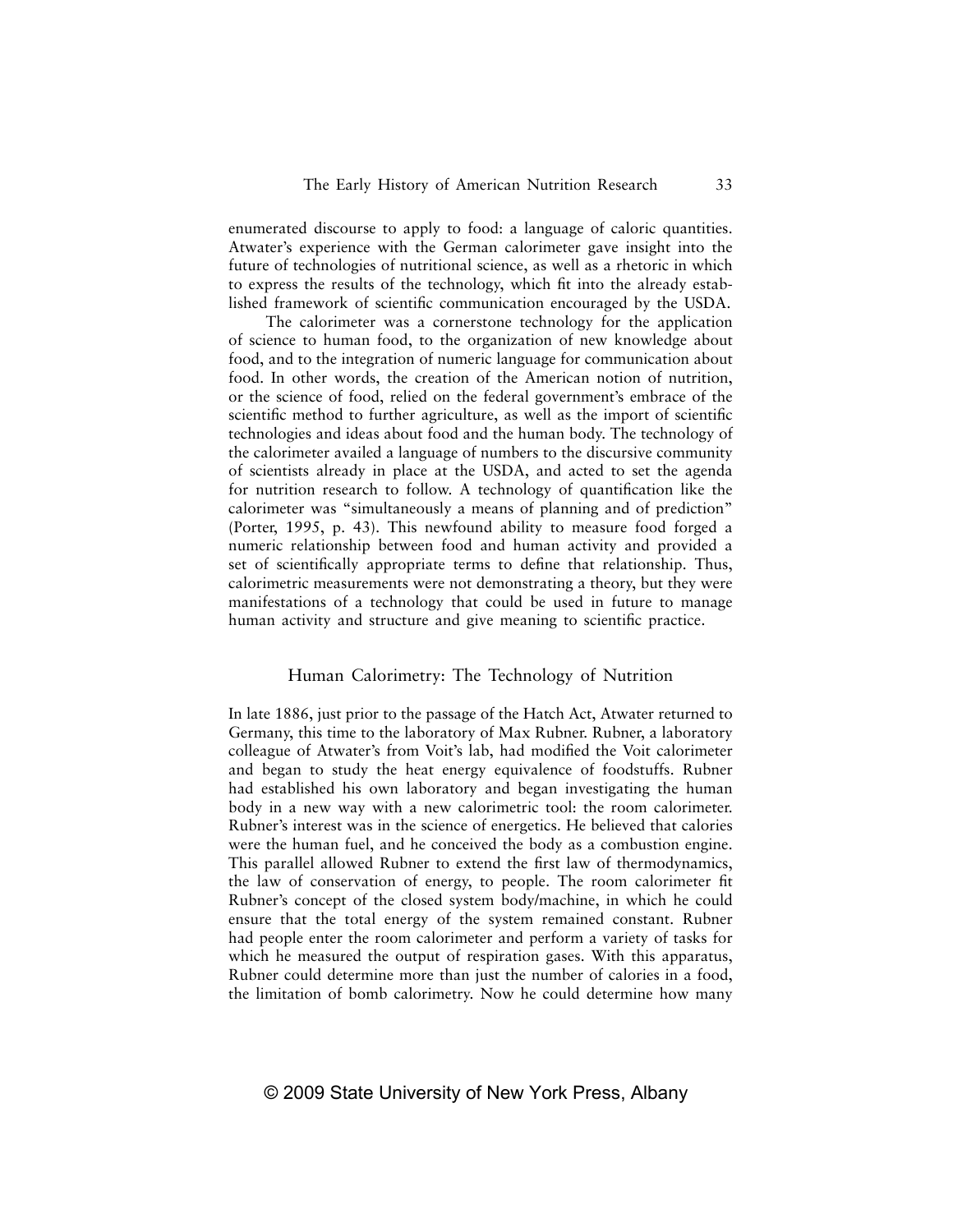enumerated discourse to apply to food: a language of caloric quantities. Atwater's experience with the German calorimeter gave insight into the future of technologies of nutritional science, as well as a rhetoric in which to express the results of the technology, which fit into the already established framework of scientific communication encouraged by the USDA.

The calorimeter was a cornerstone technology for the application of science to human food, to the organization of new knowledge about food, and to the integration of numeric language for communication about food. In other words, the creation of the American notion of nutrition, or the science of food, relied on the federal government's embrace of the scientific method to further agriculture, as well as the import of scientific technologies and ideas about food and the human body. The technology of the calorimeter availed a language of numbers to the discursive community of scientists already in place at the USDA, and acted to set the agenda for nutrition research to follow. A technology of quantification like the calorimeter was "simultaneously a means of planning and of prediction" (Porter, 1995, p. 43). This newfound ability to measure food forged a numeric relationship between food and human activity and provided a set of scientifically appropriate terms to define that relationship. Thus, calorimetric measurements were not demonstrating a theory, but they were manifestations of a technology that could be used in future to manage human activity and structure and give meaning to scientific practice.

## Human Calorimetry: The Technology of Nutrition

In late 1886, just prior to the passage of the Hatch Act, Atwater returned to Germany, this time to the laboratory of Max Rubner. Rubner, a laboratory colleague of Atwater's from Voit's lab, had modified the Voit calorimeter and began to study the heat energy equivalence of foodstuffs. Rubner had established his own laboratory and began investigating the human body in a new way with a new calorimetric tool: the room calorimeter. Rubner's interest was in the science of energetics. He believed that calories were the human fuel, and he conceived the body as a combustion engine. This parallel allowed Rubner to extend the first law of thermodynamics, the law of conservation of energy, to people. The room calorimeter fit Rubner's concept of the closed system body/machine, in which he could ensure that the total energy of the system remained constant. Rubner had people enter the room calorimeter and perform a variety of tasks for which he measured the output of respiration gases. With this apparatus, Rubner could determine more than just the number of calories in a food, the limitation of bomb calorimetry. Now he could determine how many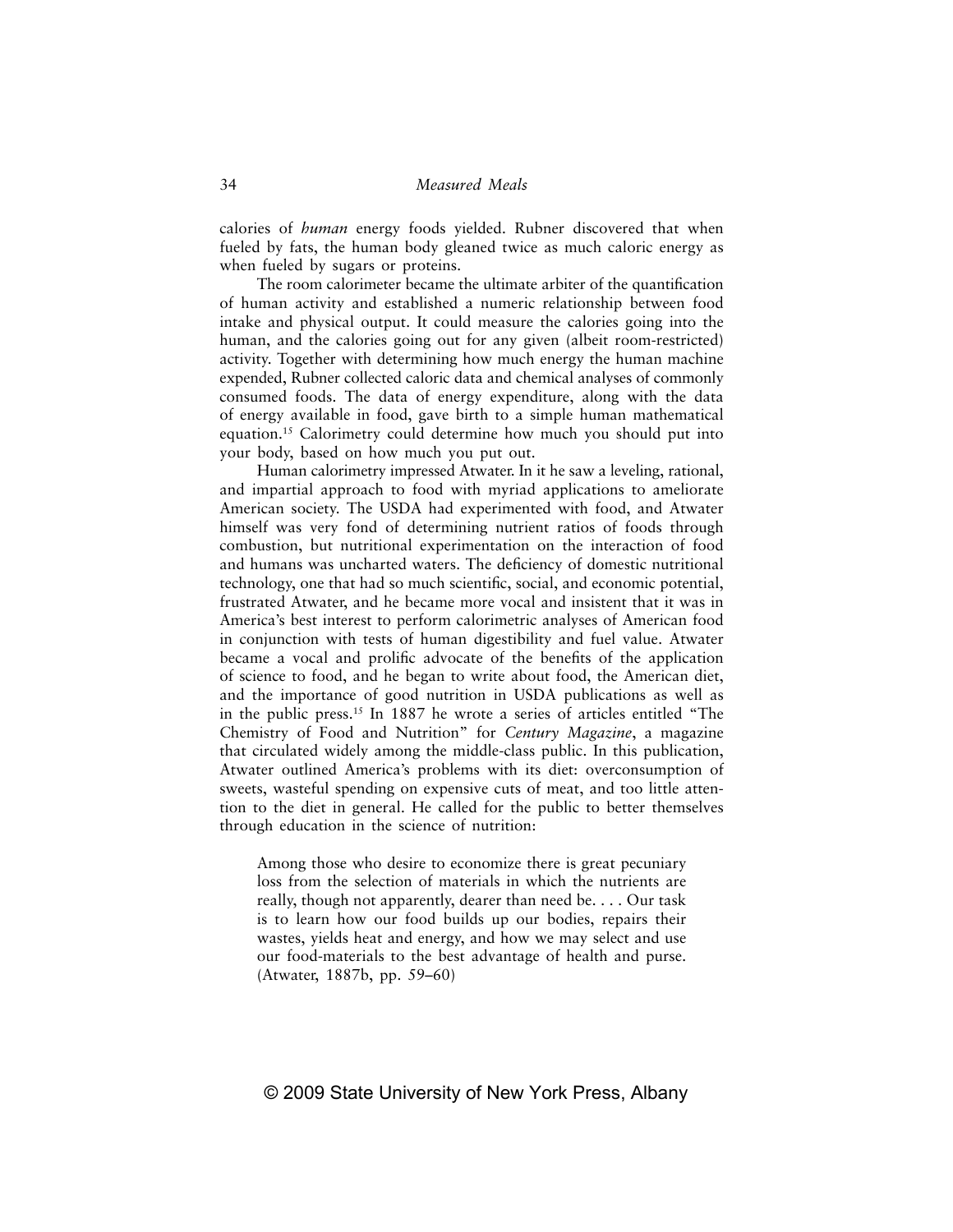calories of *human* energy foods yielded. Rubner discovered that when fueled by fats, the human body gleaned twice as much caloric energy as when fueled by sugars or proteins.

The room calorimeter became the ultimate arbiter of the quantification of human activity and established a numeric relationship between food intake and physical output. It could measure the calories going into the human, and the calories going out for any given (albeit room-restricted) activity. Together with determining how much energy the human machine expended, Rubner collected caloric data and chemical analyses of commonly consumed foods. The data of energy expenditure, along with the data of energy available in food, gave birth to a simple human mathematical equation.[15] Calorimetry could determine how much you should put into your body, based on how much you put out.

Human calorimetry impressed Atwater. In it he saw a leveling, rational, and impartial approach to food with myriad applications to ameliorate American society. The USDA had experimented with food, and Atwater himself was very fond of determining nutrient ratios of foods through combustion, but nutritional experimentation on the interaction of food and humans was uncharted waters. The deficiency of domestic nutritional technology, one that had so much scientific, social, and economic potential, frustrated Atwater, and he became more vocal and insistent that it was in America's best interest to perform calorimetric analyses of American food in conjunction with tests of human digestibility and fuel value. Atwater became a vocal and prolific advocate of the benefits of the application of science to food, and he began to write about food, the American diet, and the importance of good nutrition in USDA publications as well as in the public press.[15] In 1887 he wrote a series of articles entitled "The Chemistry of Food and Nutrition" for *Century Magazine*, a magazine that circulated widely among the middle-class public. In this publication, Atwater outlined America's problems with its diet: overconsumption of sweets, wasteful spending on expensive cuts of meat, and too little attention to the diet in general. He called for the public to better themselves through education in the science of nutrition:

> Among those who desire to economize there is great pecuniary loss from the selection of materials in which the nutrients are really, though not apparently, dearer than need be. . . . Our task is to learn how our food builds up our bodies, repairs their wastes, yields heat and energy, and how we may select and use our food-materials to the best advantage of health and purse. (Atwater, 1887b, pp. 59–60)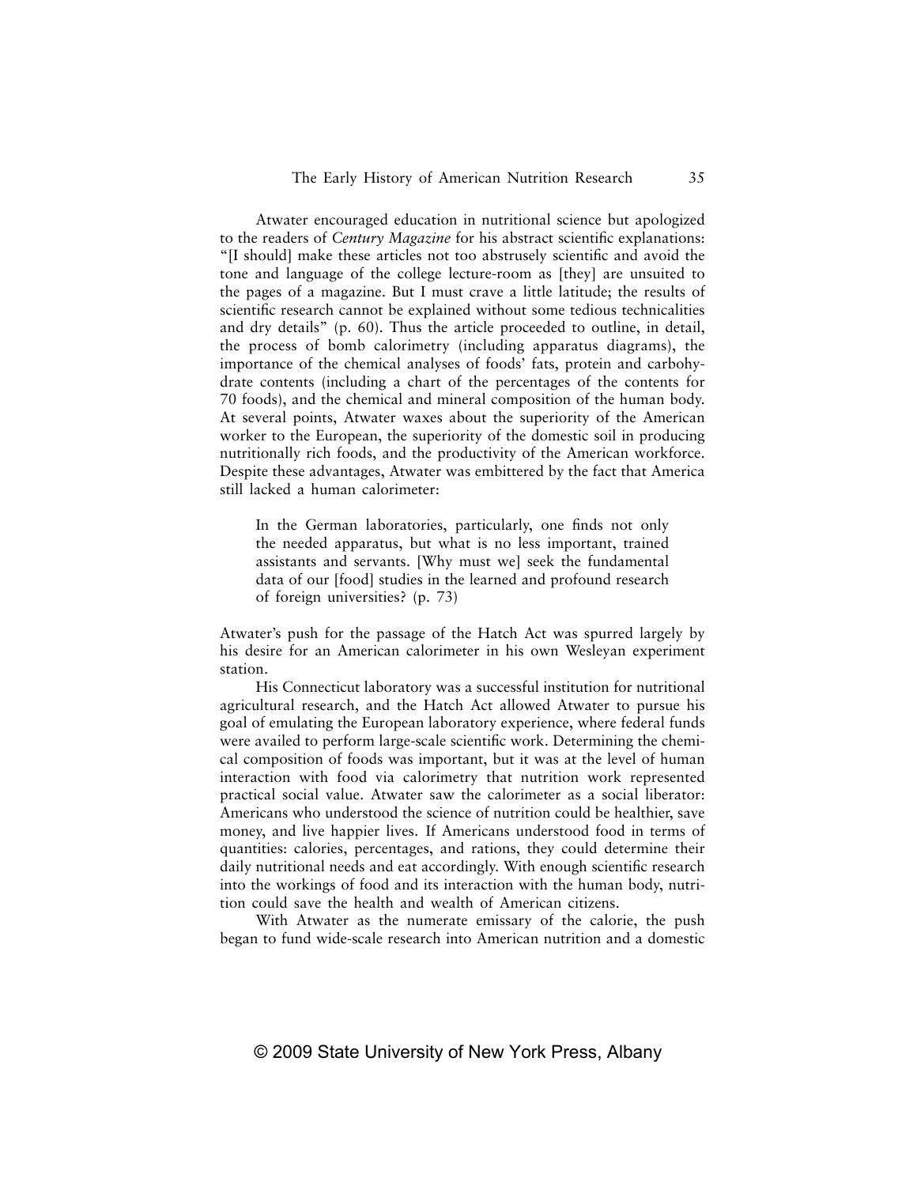Atwater encouraged education in nutritional science but apologized to the readers of *Century Magazine* for his abstract scientific explanations: "[I should] make these articles not too abstrusely scientific and avoid the tone and language of the college lecture-room as [they] are unsuited to the pages of a magazine. But I must crave a little latitude; the results of scientific research cannot be explained without some tedious technicalities and dry details" (p. 60). Thus the article proceeded to outline, in detail, the process of bomb calorimetry (including apparatus diagrams), the importance of the chemical analyses of foods' fats, protein and carbohydrate contents (including a chart of the percentages of the contents for 70 foods), and the chemical and mineral composition of the human body. At several points, Atwater waxes about the superiority of the American worker to the European, the superiority of the domestic soil in producing nutritionally rich foods, and the productivity of the American workforce. Despite these advantages, Atwater was embittered by the fact that America still lacked a human calorimeter:

> In the German laboratories, particularly, one finds not only the needed apparatus, but what is no less important, trained assistants and servants. [Why must we] seek the fundamental data of our [food] studies in the learned and profound research of foreign universities? (p. 73)

Atwater's push for the passage of the Hatch Act was spurred largely by his desire for an American calorimeter in his own Wesleyan experiment station.

His Connecticut laboratory was a successful institution for nutritional agricultural research, and the Hatch Act allowed Atwater to pursue his goal of emulating the European laboratory experience, where federal funds were availed to perform large-scale scientific work. Determining the chemical composition of foods was important, but it was at the level of human interaction with food via calorimetry that nutrition work represented practical social value. Atwater saw the calorimeter as a social liberator: Americans who understood the science of nutrition could be healthier, save money, and live happier lives. If Americans understood food in terms of quantities: calories, percentages, and rations, they could determine their daily nutritional needs and eat accordingly. With enough scientific research into the workings of food and its interaction with the human body, nutrition could save the health and wealth of American citizens.

With Atwater as the numerate emissary of the calorie, the push began to fund wide-scale research into American nutrition and a domestic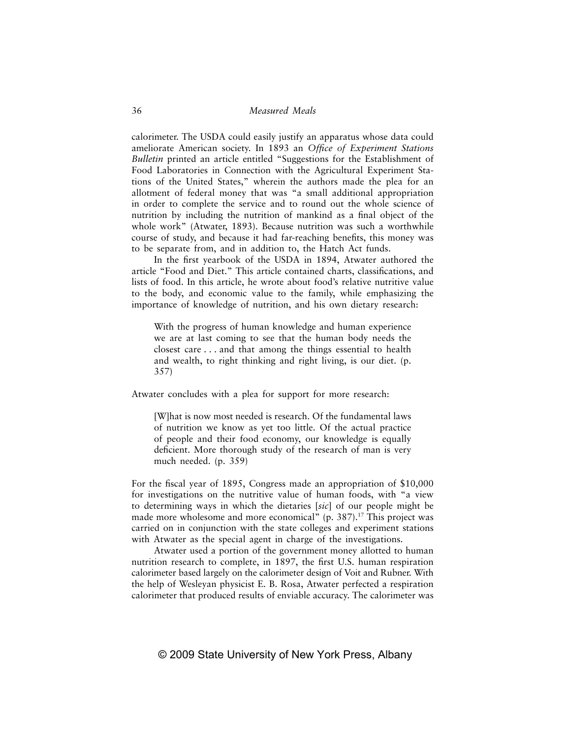calorimeter. The USDA could easily justify an apparatus whose data could ameliorate American society. In 1893 an *Office of Experiment Stations Bulletin* printed an article entitled "Suggestions for the Establishment of Food Laboratories in Connection with the Agricultural Experiment Stations of the United States," wherein the authors made the plea for an allotment of federal money that was "a small additional appropriation in order to complete the service and to round out the whole science of nutrition by including the nutrition of mankind as a final object of the whole work" (Atwater, 1893). Because nutrition was such a worthwhile course of study, and because it had far-reaching benefits, this money was to be separate from, and in addition to, the Hatch Act funds.

In the first yearbook of the USDA in 1894, Atwater authored the article "Food and Diet." This article contained charts, classifications, and lists of food. In this article, he wrote about food's relative nutritive value to the body, and economic value to the family, while emphasizing the importance of knowledge of nutrition, and his own dietary research:

> With the progress of human knowledge and human experience we are at last coming to see that the human body needs the closest care . . . and that among the things essential to health and wealth, to right thinking and right living, is our diet. (p. 357)

Atwater concludes with a plea for support for more research:

> [W]hat is now most needed is research. Of the fundamental laws of nutrition we know as yet too little. Of the actual practice of people and their food economy, our knowledge is equally deficient. More thorough study of the research of man is very much needed. (p. 359)

For the fiscal year of 1895, Congress made an appropriation of $10,000 for investigations on the nutritive value of human foods, with "a view to determining ways in which the dietaries [*sic*] of our people might be made more wholesome and more economical" (p. 387).[17] This project was carried on in conjunction with the state colleges and experiment stations with Atwater as the special agent in charge of the investigations.

Atwater used a portion of the government money allotted to human nutrition research to complete, in 1897, the first U.S. human respiration calorimeter based largely on the calorimeter design of Voit and Rubner. With the help of Wesleyan physicist E. B. Rosa, Atwater perfected a respiration calorimeter that produced results of enviable accuracy. The calorimeter was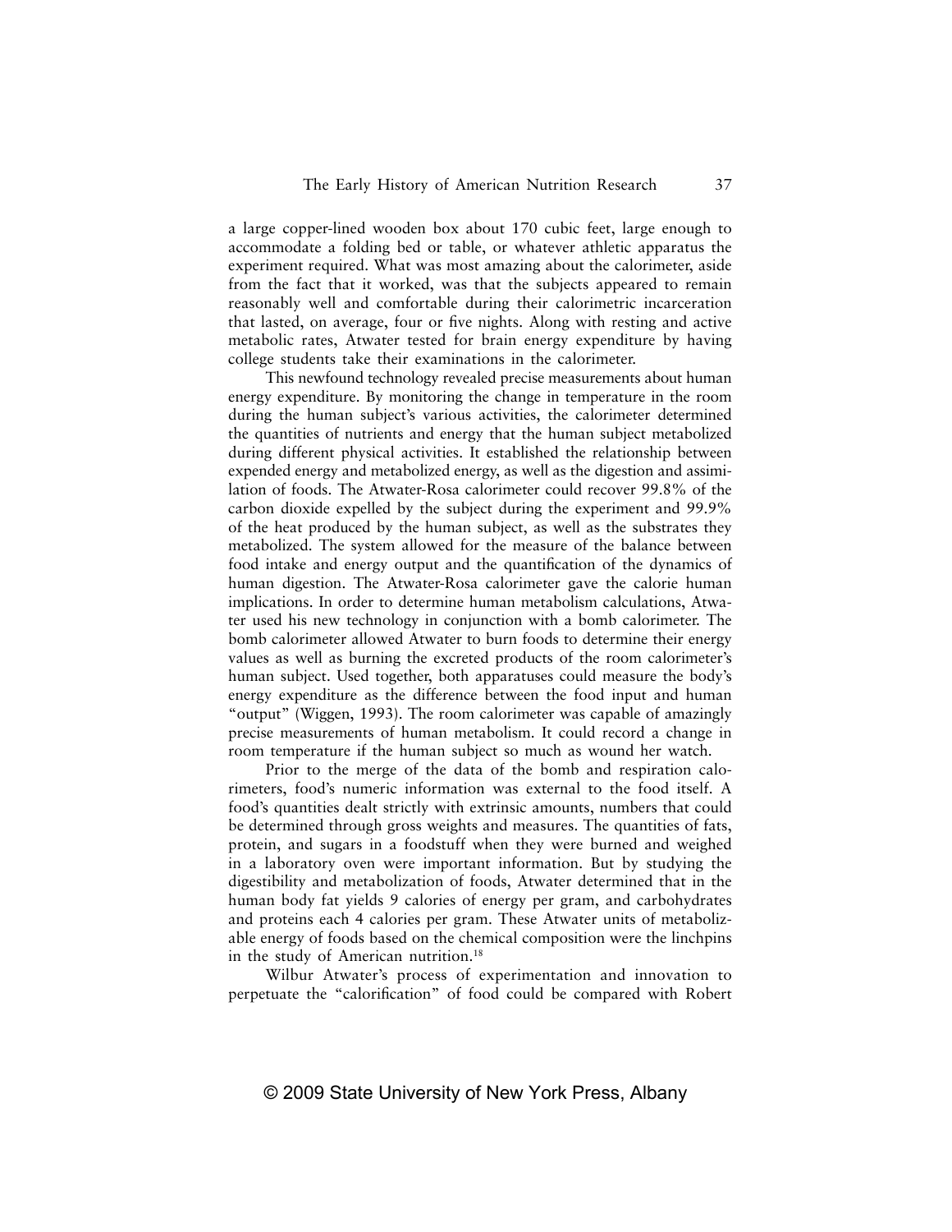a large copper-lined wooden box about 170 cubic feet, large enough to accommodate a folding bed or table, or whatever athletic apparatus the experiment required. What was most amazing about the calorimeter, aside from the fact that it worked, was that the subjects appeared to remain reasonably well and comfortable during their calorimetric incarceration that lasted, on average, four or five nights. Along with resting and active metabolic rates, Atwater tested for brain energy expenditure by having college students take their examinations in the calorimeter.

This newfound technology revealed precise measurements about human energy expenditure. By monitoring the change in temperature in the room during the human subject's various activities, the calorimeter determined the quantities of nutrients and energy that the human subject metabolized during different physical activities. It established the relationship between expended energy and metabolized energy, as well as the digestion and assimilation of foods. The Atwater-Rosa calorimeter could recover 99.8% of the carbon dioxide expelled by the subject during the experiment and 99.9% of the heat produced by the human subject, as well as the substrates they metabolized. The system allowed for the measure of the balance between food intake and energy output and the quantification of the dynamics of human digestion. The Atwater-Rosa calorimeter gave the calorie human implications. In order to determine human metabolism calculations, Atwater used his new technology in conjunction with a bomb calorimeter. The bomb calorimeter allowed Atwater to burn foods to determine their energy values as well as burning the excreted products of the room calorimeter's human subject. Used together, both apparatuses could measure the body's energy expenditure as the difference between the food input and human "output" (Wiggen, 1993). The room calorimeter was capable of amazingly precise measurements of human metabolism. It could record a change in room temperature if the human subject so much as wound her watch.

Prior to the merge of the data of the bomb and respiration calorimeters, food's numeric information was external to the food itself. A food's quantities dealt strictly with extrinsic amounts, numbers that could be determined through gross weights and measures. The quantities of fats, protein, and sugars in a foodstuff when they were burned and weighed in a laboratory oven were important information. But by studying the digestibility and metabolization of foods, Atwater determined that in the human body fat yields 9 calories of energy per gram, and carbohydrates and proteins each 4 calories per gram. These Atwater units of metabolizable energy of foods based on the chemical composition were the linchpins in the study of American nutrition.[18]

Wilbur Atwater's process of experimentation and innovation to perpetuate the "calorification" of food could be compared with Robert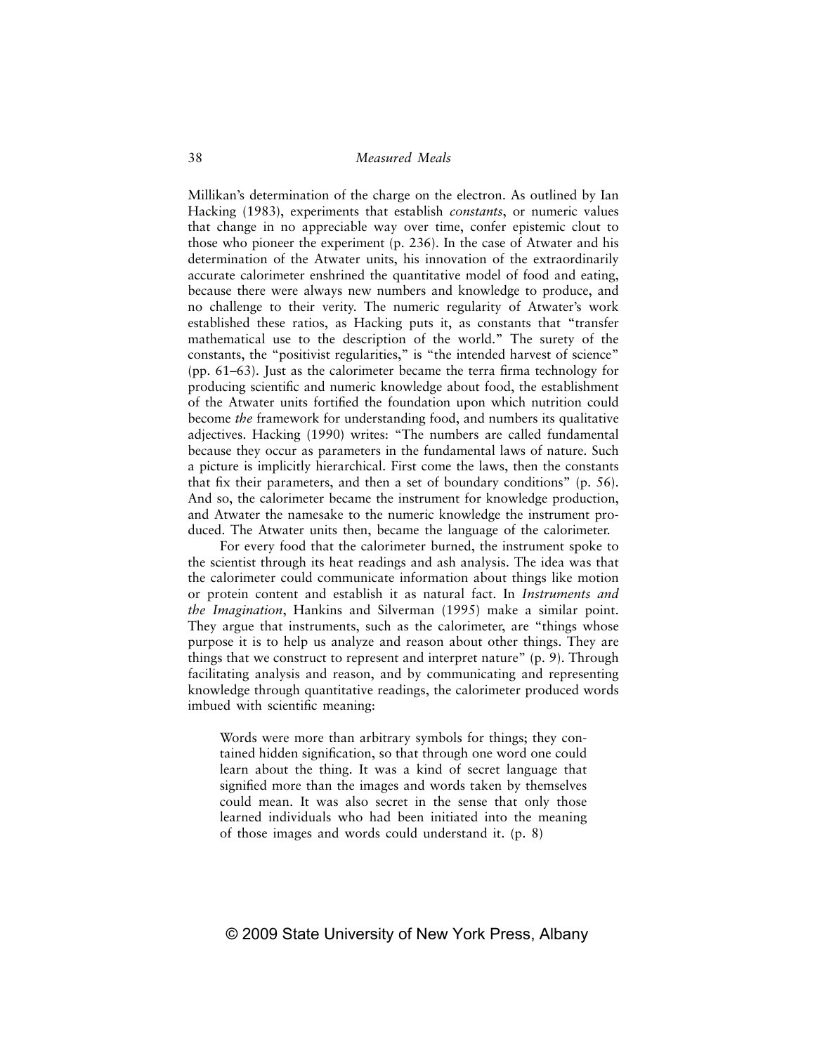Millikan's determination of the charge on the electron. As outlined by Ian Hacking (1983), experiments that establish *constants*, or numeric values that change in no appreciable way over time, confer epistemic clout to those who pioneer the experiment (p. 236). In the case of Atwater and his determination of the Atwater units, his innovation of the extraordinarily accurate calorimeter enshrined the quantitative model of food and eating, because there were always new numbers and knowledge to produce, and no challenge to their verity. The numeric regularity of Atwater's work established these ratios, as Hacking puts it, as constants that "transfer mathematical use to the description of the world." The surety of the constants, the "positivist regularities," is "the intended harvest of science" (pp. 61–63). Just as the calorimeter became the terra firma technology for producing scientific and numeric knowledge about food, the establishment of the Atwater units fortified the foundation upon which nutrition could become *the* framework for understanding food, and numbers its qualitative adjectives. Hacking (1990) writes: "The numbers are called fundamental because they occur as parameters in the fundamental laws of nature. Such a picture is implicitly hierarchical. First come the laws, then the constants that fix their parameters, and then a set of boundary conditions" (p. 56). And so, the calorimeter became the instrument for knowledge production, and Atwater the namesake to the numeric knowledge the instrument produced. The Atwater units then, became the language of the calorimeter.

For every food that the calorimeter burned, the instrument spoke to the scientist through its heat readings and ash analysis. The idea was that the calorimeter could communicate information about things like motion or protein content and establish it as natural fact. In *Instruments and the Imagination*, Hankins and Silverman (1995) make a similar point. They argue that instruments, such as the calorimeter, are "things whose purpose it is to help us analyze and reason about other things. They are things that we construct to represent and interpret nature" (p. 9). Through facilitating analysis and reason, and by communicating and representing knowledge through quantitative readings, the calorimeter produced words imbued with scientific meaning:

> Words were more than arbitrary symbols for things; they contained hidden signification, so that through one word one could learn about the thing. It was a kind of secret language that signified more than the images and words taken by themselves could mean. It was also secret in the sense that only those learned individuals who had been initiated into the meaning of those images and words could understand it. (p. 8)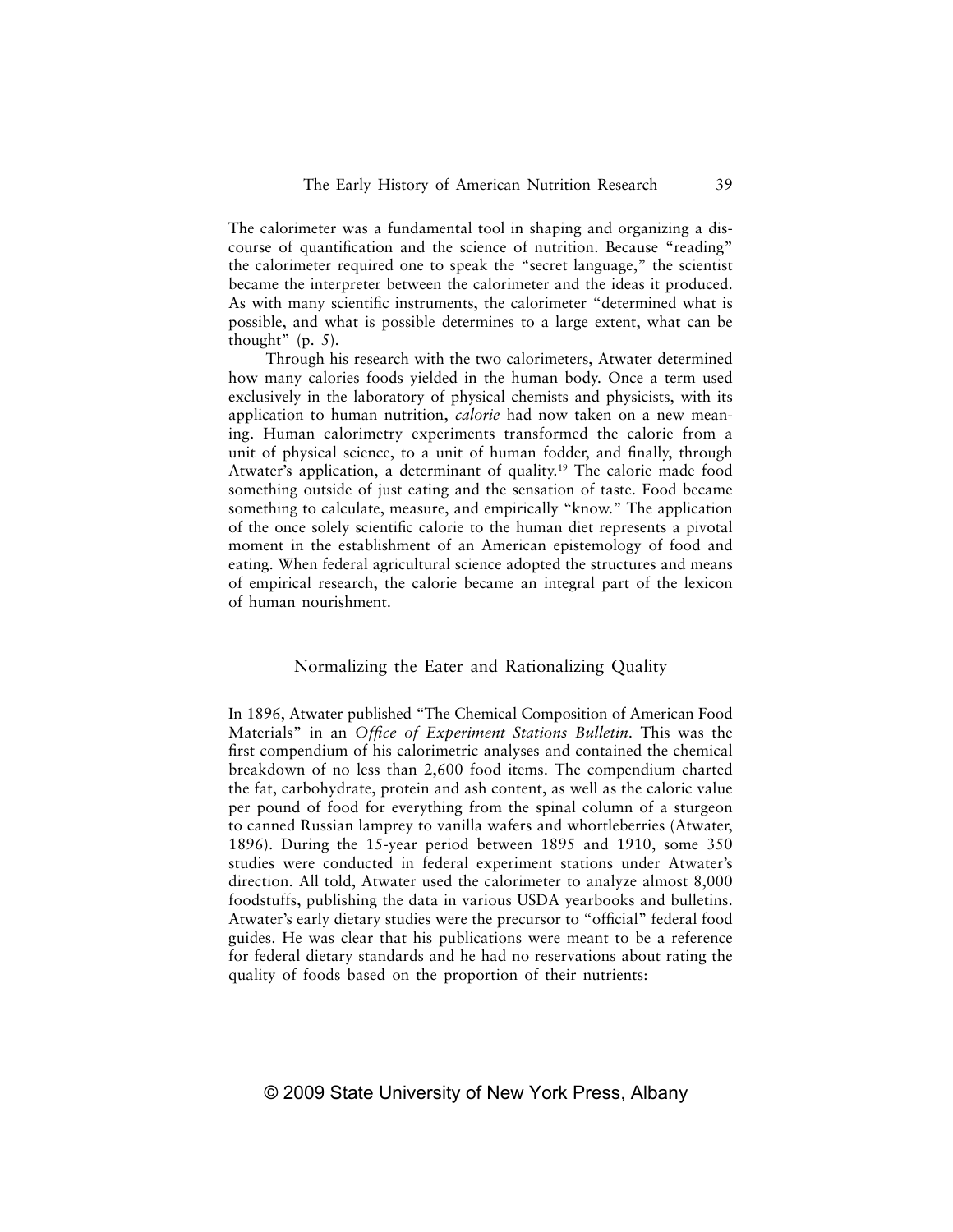The calorimeter was a fundamental tool in shaping and organizing a discourse of quantification and the science of nutrition. Because "reading" the calorimeter required one to speak the "secret language," the scientist became the interpreter between the calorimeter and the ideas it produced. As with many scientific instruments, the calorimeter "determined what is possible, and what is possible determines to a large extent, what can be thought" (p. 5).

Through his research with the two calorimeters, Atwater determined how many calories foods yielded in the human body. Once a term used exclusively in the laboratory of physical chemists and physicists, with its application to human nutrition, *calorie* had now taken on a new meaning. Human calorimetry experiments transformed the calorie from a unit of physical science, to a unit of human fodder, and finally, through Atwater's application, a determinant of quality.[19] The calorie made food something outside of just eating and the sensation of taste. Food became something to calculate, measure, and empirically "know." The application of the once solely scientific calorie to the human diet represents a pivotal moment in the establishment of an American epistemology of food and eating. When federal agricultural science adopted the structures and means of empirical research, the calorie became an integral part of the lexicon of human nourishment.

## Normalizing the Eater and Rationalizing Quality

In 1896, Atwater published "The Chemical Composition of American Food Materials" in an *Office of Experiment Stations Bulletin*. This was the first compendium of his calorimetric analyses and contained the chemical breakdown of no less than 2,600 food items. The compendium charted the fat, carbohydrate, protein and ash content, as well as the caloric value per pound of food for everything from the spinal column of a sturgeon to canned Russian lamprey to vanilla wafers and whortleberries (Atwater, 1896). During the 15-year period between 1895 and 1910, some 350 studies were conducted in federal experiment stations under Atwater's direction. All told, Atwater used the calorimeter to analyze almost 8,000 foodstuffs, publishing the data in various USDA yearbooks and bulletins. Atwater's early dietary studies were the precursor to "official" federal food guides. He was clear that his publications were meant to be a reference for federal dietary standards and he had no reservations about rating the quality of foods based on the proportion of their nutrients: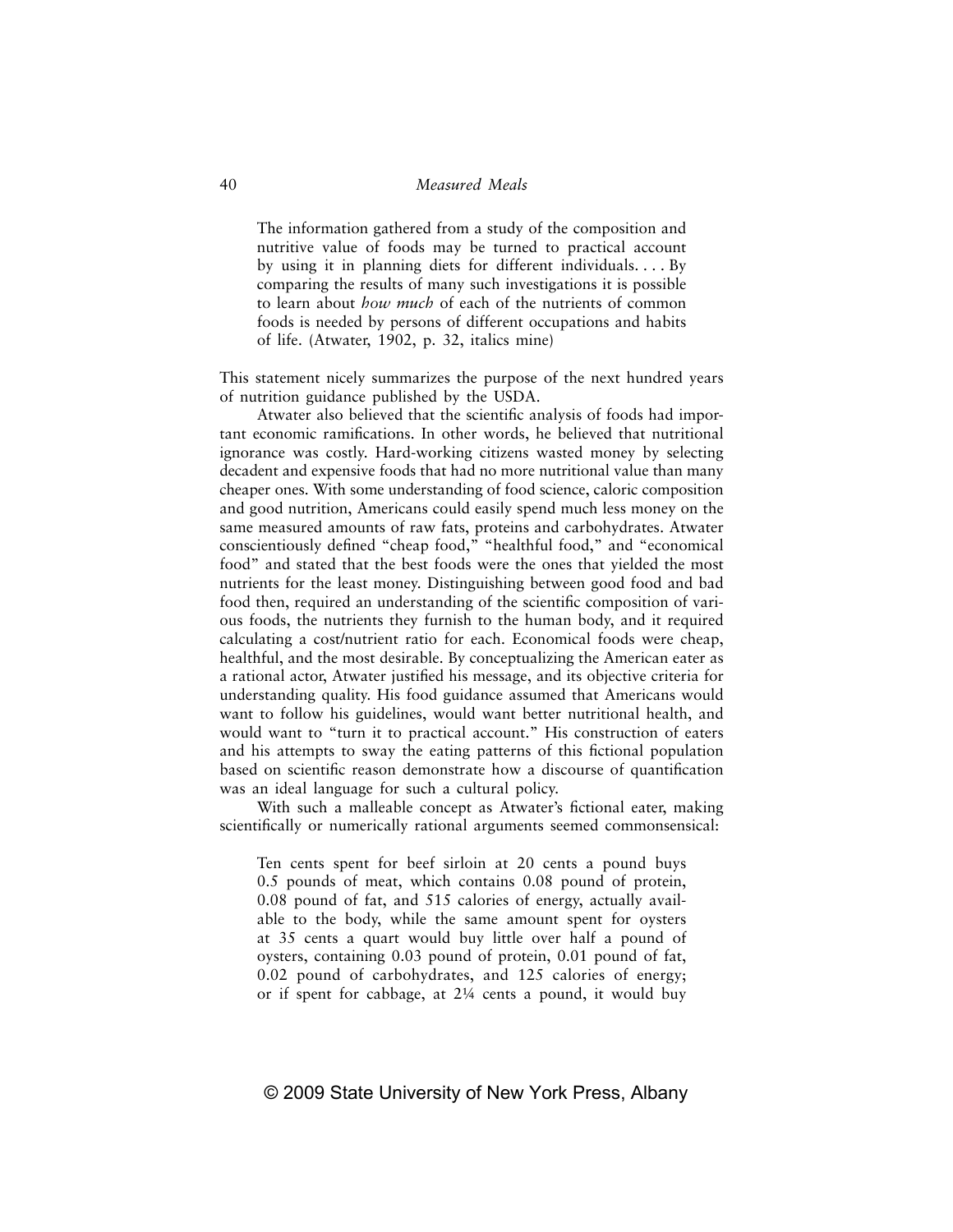> The information gathered from a study of the composition and nutritive value of foods may be turned to practical account by using it in planning diets for different individuals. . . . By comparing the results of many such investigations it is possible to learn about *how much* of each of the nutrients of common foods is needed by persons of different occupations and habits of life. (Atwater, 1902, p. 32, italics mine)

This statement nicely summarizes the purpose of the next hundred years of nutrition guidance published by the USDA.

Atwater also believed that the scientific analysis of foods had important economic ramifications. In other words, he believed that nutritional ignorance was costly. Hard-working citizens wasted money by selecting decadent and expensive foods that had no more nutritional value than many cheaper ones. With some understanding of food science, caloric composition and good nutrition, Americans could easily spend much less money on the same measured amounts of raw fats, proteins and carbohydrates. Atwater conscientiously defined "cheap food," "healthful food," and "economical food" and stated that the best foods were the ones that yielded the most nutrients for the least money. Distinguishing between good food and bad food then, required an understanding of the scientific composition of various foods, the nutrients they furnish to the human body, and it required calculating a cost/nutrient ratio for each. Economical foods were cheap, healthful, and the most desirable. By conceptualizing the American eater as a rational actor, Atwater justified his message, and its objective criteria for understanding quality. His food guidance assumed that Americans would want to follow his guidelines, would want better nutritional health, and would want to "turn it to practical account." His construction of eaters and his attempts to sway the eating patterns of this fictional population based on scientific reason demonstrate how a discourse of quantification was an ideal language for such a cultural policy.

With such a malleable concept as Atwater's fictional eater, making scientifically or numerically rational arguments seemed commonsensical:

> Ten cents spent for beef sirloin at 20 cents a pound buys 0.5 pounds of meat, which contains 0.08 pound of protein, 0.08 pound of fat, and 515 calories of energy, actually available to the body, while the same amount spent for oysters at 35 cents a quart would buy little over half a pound of oysters, containing 0.03 pound of protein, 0.01 pound of fat, 0.02 pound of carbohydrates, and 125 calories of energy; or if spent for cabbage, at 2¼ cents a pound, it would buy